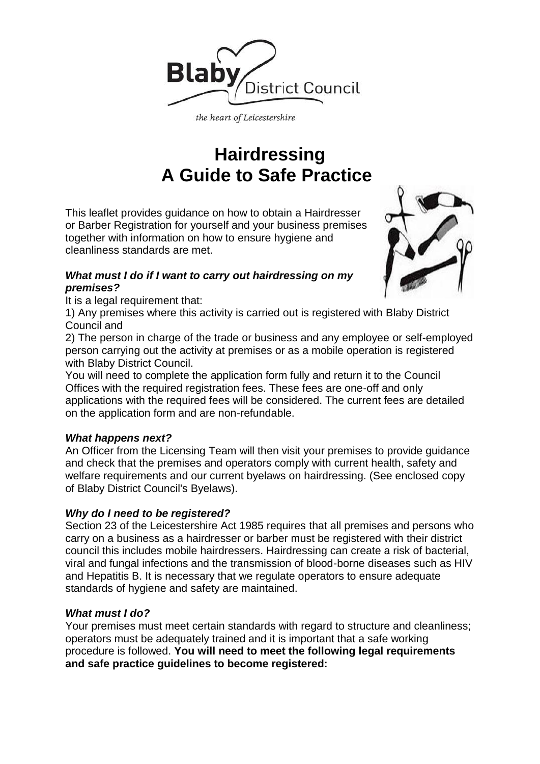# Hairdressing
# A Guide to Safe Practice

This leaflet provides guidance on how to obtain a Hairdresser or Barber Registration for yourself and your business premises together with information on how to ensure hygiene and cleanliness standards are met.

### *What must I do if I want to carry out hairdressing on my premises?*

It is a legal requirement that:

1) Any premises where this activity is carried out is registered with Blaby District Council and

2) The person in charge of the trade or business and any employee or self-employed person carrying out the activity at premises or as a mobile operation is registered with Blaby District Council.

You will need to complete the application form fully and return it to the Council Offices with the required registration fees. These fees are one-off and only applications with the required fees will be considered. The current fees are detailed on the application form and are non-refundable.

### *What happens next?*

An Officer from the Licensing Team will then visit your premises to provide guidance and check that the premises and operators comply with current health, safety and welfare requirements and our current byelaws on hairdressing. (See enclosed copy of Blaby District Council's Byelaws).

### *Why do I need to be registered?*

Section 23 of the Leicestershire Act 1985 requires that all premises and persons who carry on a business as a hairdresser or barber must be registered with their district council this includes mobile hairdressers. Hairdressing can create a risk of bacterial, viral and fungal infections and the transmission of blood-borne diseases such as HIV and Hepatitis B. It is necessary that we regulate operators to ensure adequate standards of hygiene and safety are maintained.

### *What must I do?*

Your premises must meet certain standards with regard to structure and cleanliness; operators must be adequately trained and it is important that a safe working procedure is followed. **You will need to meet the following legal requirements and safe practice guidelines to become registered:**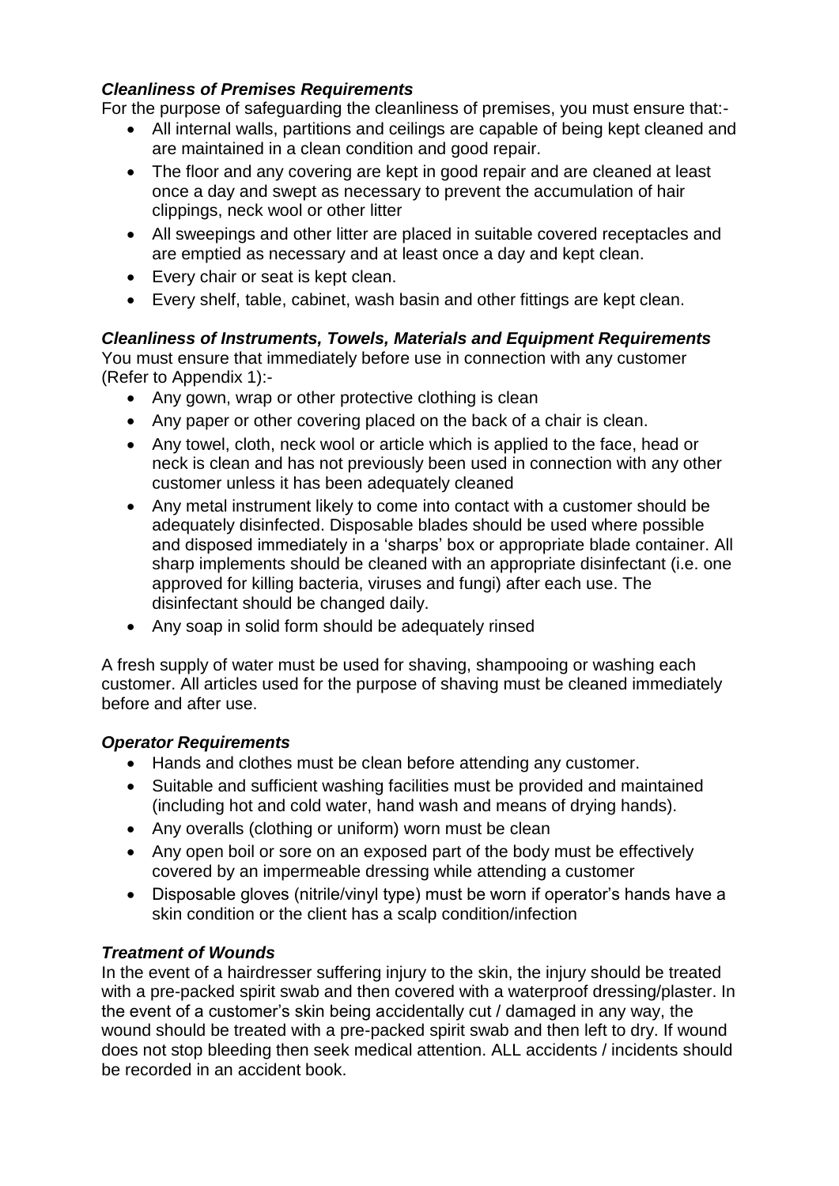***Cleanliness of Premises Requirements***

For the purpose of safeguarding the cleanliness of premises, you must ensure that:-

- All internal walls, partitions and ceilings are capable of being kept cleaned and are maintained in a clean condition and good repair.
- The floor and any covering are kept in good repair and are cleaned at least once a day and swept as necessary to prevent the accumulation of hair clippings, neck wool or other litter
- All sweepings and other litter are placed in suitable covered receptacles and are emptied as necessary and at least once a day and kept clean.
- Every chair or seat is kept clean.
- Every shelf, table, cabinet, wash basin and other fittings are kept clean.

***Cleanliness of Instruments, Towels, Materials and Equipment Requirements***

You must ensure that immediately before use in connection with any customer (Refer to Appendix 1):-

- Any gown, wrap or other protective clothing is clean
- Any paper or other covering placed on the back of a chair is clean.
- Any towel, cloth, neck wool or article which is applied to the face, head or neck is clean and has not previously been used in connection with any other customer unless it has been adequately cleaned
- Any metal instrument likely to come into contact with a customer should be adequately disinfected. Disposable blades should be used where possible and disposed immediately in a 'sharps' box or appropriate blade container. All sharp implements should be cleaned with an appropriate disinfectant (i.e. one approved for killing bacteria, viruses and fungi) after each use. The disinfectant should be changed daily.
- Any soap in solid form should be adequately rinsed

A fresh supply of water must be used for shaving, shampooing or washing each customer. All articles used for the purpose of shaving must be cleaned immediately before and after use.

***Operator Requirements***

- Hands and clothes must be clean before attending any customer.
- Suitable and sufficient washing facilities must be provided and maintained (including hot and cold water, hand wash and means of drying hands).
- Any overalls (clothing or uniform) worn must be clean
- Any open boil or sore on an exposed part of the body must be effectively covered by an impermeable dressing while attending a customer
- Disposable gloves (nitrile/vinyl type) must be worn if operator's hands have a skin condition or the client has a scalp condition/infection

***Treatment of Wounds***

In the event of a hairdresser suffering injury to the skin, the injury should be treated with a pre-packed spirit swab and then covered with a waterproof dressing/plaster. In the event of a customer's skin being accidentally cut / damaged in any way, the wound should be treated with a pre-packed spirit swab and then left to dry. If wound does not stop bleeding then seek medical attention. ALL accidents / incidents should be recorded in an accident book.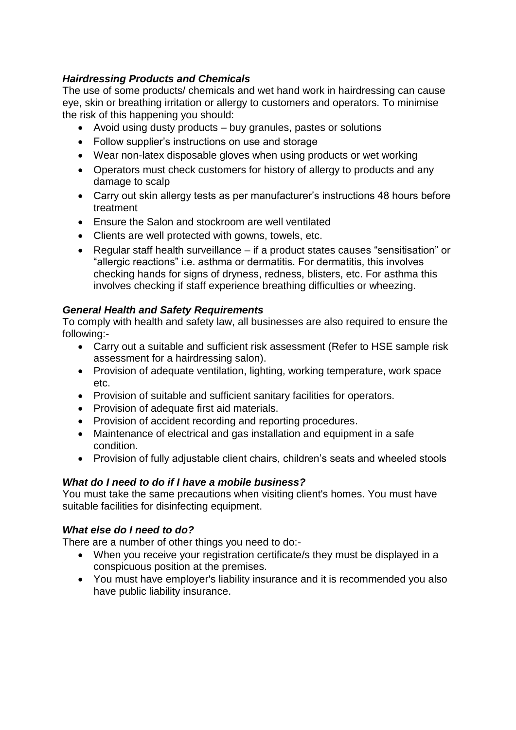### *Hairdressing Products and Chemicals*

The use of some products/ chemicals and wet hand work in hairdressing can cause eye, skin or breathing irritation or allergy to customers and operators. To minimise the risk of this happening you should:

- Avoid using dusty products – buy granules, pastes or solutions
- Follow supplier's instructions on use and storage
- Wear non-latex disposable gloves when using products or wet working
- Operators must check customers for history of allergy to products and any damage to scalp
- Carry out skin allergy tests as per manufacturer's instructions 48 hours before treatment
- Ensure the Salon and stockroom are well ventilated
- Clients are well protected with gowns, towels, etc.
- Regular staff health surveillance – if a product states causes "sensitisation" or "allergic reactions" i.e. asthma or dermatitis. For dermatitis, this involves checking hands for signs of dryness, redness, blisters, etc. For asthma this involves checking if staff experience breathing difficulties or wheezing.

### *General Health and Safety Requirements*

To comply with health and safety law, all businesses are also required to ensure the following:-

- Carry out a suitable and sufficient risk assessment (Refer to HSE sample risk assessment for a hairdressing salon).
- Provision of adequate ventilation, lighting, working temperature, work space etc.
- Provision of suitable and sufficient sanitary facilities for operators.
- Provision of adequate first aid materials.
- Provision of accident recording and reporting procedures.
- Maintenance of electrical and gas installation and equipment in a safe condition.
- Provision of fully adjustable client chairs, children's seats and wheeled stools

### *What do I need to do if I have a mobile business?*

You must take the same precautions when visiting client's homes. You must have suitable facilities for disinfecting equipment.

### *What else do I need to do?*

There are a number of other things you need to do:-

- When you receive your registration certificate/s they must be displayed in a conspicuous position at the premises.
- You must have employer's liability insurance and it is recommended you also have public liability insurance.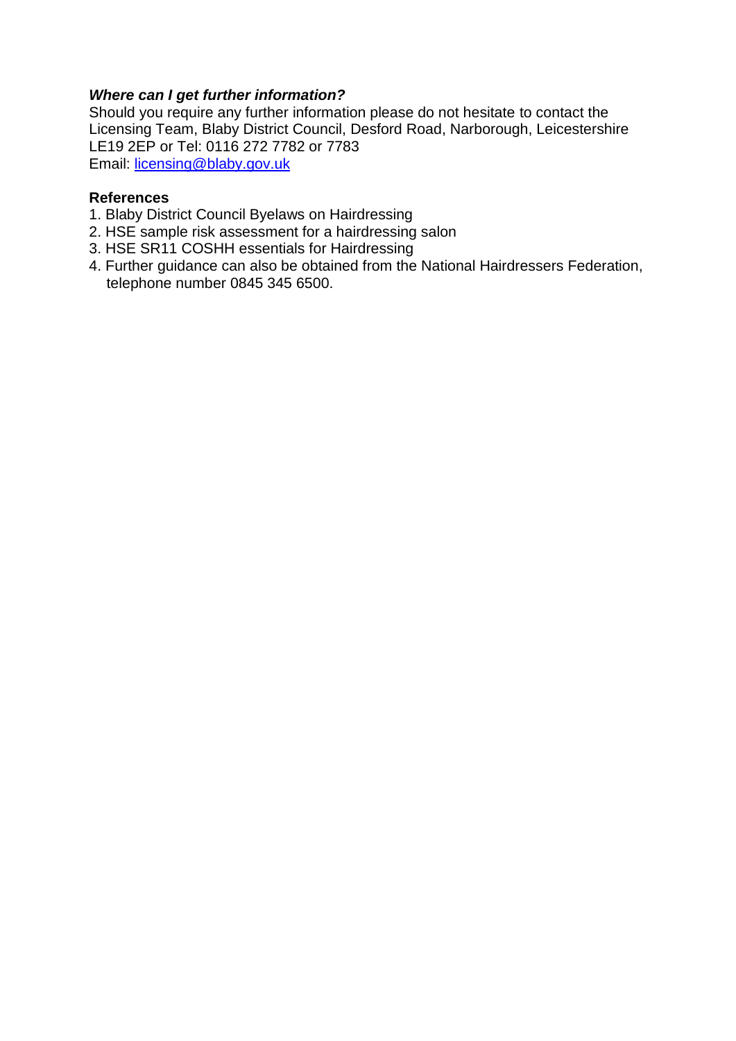***Where can I get further information?***

Should you require any further information please do not hesitate to contact the Licensing Team, Blaby District Council, Desford Road, Narborough, Leicestershire LE19 2EP or Tel: 0116 272 7782 or 7783

Email: [licensing@blaby.gov.uk](mailto:licensing@blaby.gov.uk)

**References**

1. Blaby District Council Byelaws on Hairdressing
2. HSE sample risk assessment for a hairdressing salon
3. HSE SR11 COSHH essentials for Hairdressing
4. Further guidance can also be obtained from the National Hairdressers Federation, telephone number 0845 345 6500.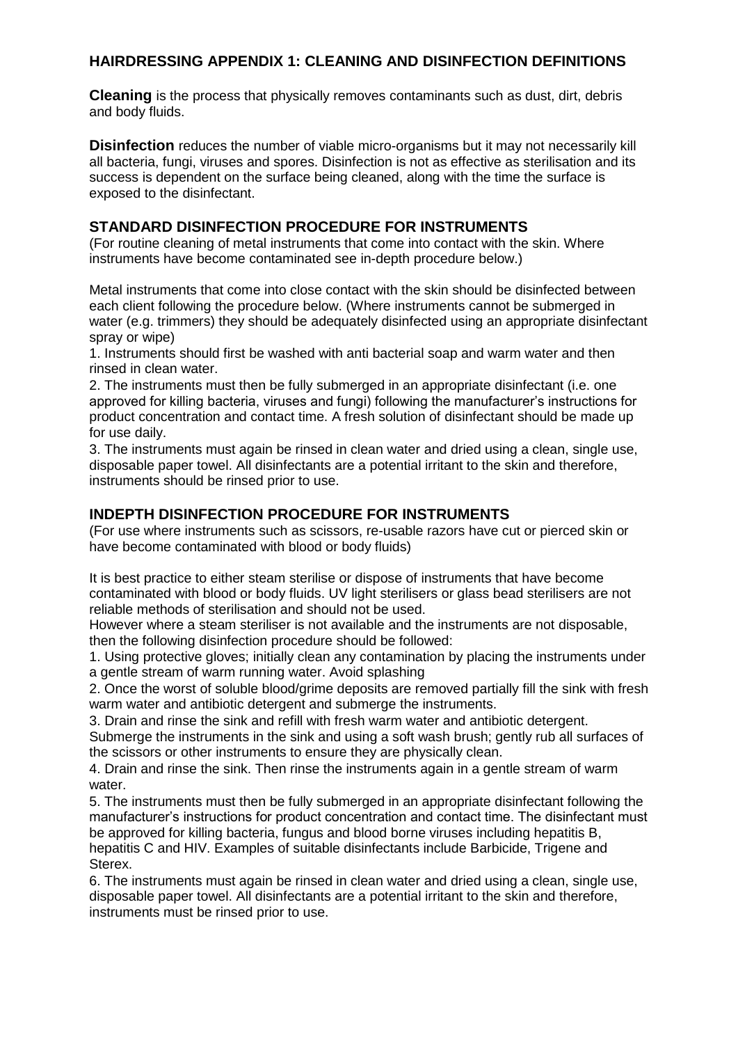## HAIRDRESSING APPENDIX 1: CLEANING AND DISINFECTION DEFINITIONS

**Cleaning** is the process that physically removes contaminants such as dust, dirt, debris and body fluids.

**Disinfection** reduces the number of viable micro-organisms but it may not necessarily kill all bacteria, fungi, viruses and spores. Disinfection is not as effective as sterilisation and its success is dependent on the surface being cleaned, along with the time the surface is exposed to the disinfectant.

## STANDARD DISINFECTION PROCEDURE FOR INSTRUMENTS

(For routine cleaning of metal instruments that come into contact with the skin. Where instruments have become contaminated see in-depth procedure below.)

Metal instruments that come into close contact with the skin should be disinfected between each client following the procedure below. (Where instruments cannot be submerged in water (e.g. trimmers) they should be adequately disinfected using an appropriate disinfectant spray or wipe)

1. Instruments should first be washed with anti bacterial soap and warm water and then rinsed in clean water.
2. The instruments must then be fully submerged in an appropriate disinfectant (i.e. one approved for killing bacteria, viruses and fungi) following the manufacturer's instructions for product concentration and contact time. A fresh solution of disinfectant should be made up for use daily.
3. The instruments must again be rinsed in clean water and dried using a clean, single use, disposable paper towel. All disinfectants are a potential irritant to the skin and therefore, instruments should be rinsed prior to use.

## INDEPTH DISINFECTION PROCEDURE FOR INSTRUMENTS

(For use where instruments such as scissors, re-usable razors have cut or pierced skin or have become contaminated with blood or body fluids)

It is best practice to either steam sterilise or dispose of instruments that have become contaminated with blood or body fluids. UV light sterilisers or glass bead sterilisers are not reliable methods of sterilisation and should not be used.

However where a steam steriliser is not available and the instruments are not disposable, then the following disinfection procedure should be followed:

1. Using protective gloves; initially clean any contamination by placing the instruments under a gentle stream of warm running water. Avoid splashing
2. Once the worst of soluble blood/grime deposits are removed partially fill the sink with fresh warm water and antibiotic detergent and submerge the instruments.
3. Drain and rinse the sink and refill with fresh warm water and antibiotic detergent. Submerge the instruments in the sink and using a soft wash brush; gently rub all surfaces of the scissors or other instruments to ensure they are physically clean.
4. Drain and rinse the sink. Then rinse the instruments again in a gentle stream of warm water.
5. The instruments must then be fully submerged in an appropriate disinfectant following the manufacturer's instructions for product concentration and contact time. The disinfectant must be approved for killing bacteria, fungus and blood borne viruses including hepatitis B, hepatitis C and HIV. Examples of suitable disinfectants include Barbicide, Trigene and Sterex.
6. The instruments must again be rinsed in clean water and dried using a clean, single use, disposable paper towel. All disinfectants are a potential irritant to the skin and therefore, instruments must be rinsed prior to use.